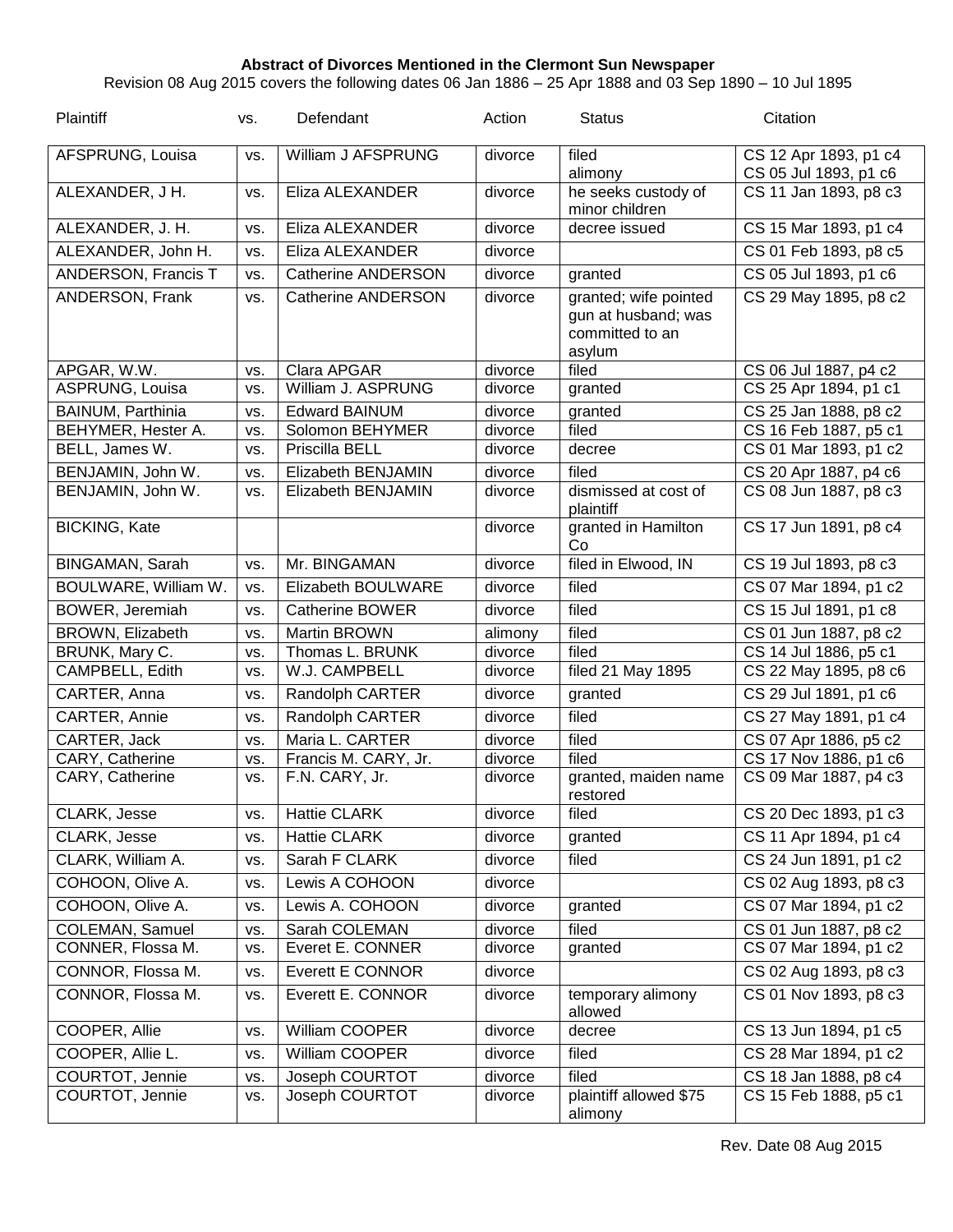**Abstract of Divorces Mentioned in the Clermont Sun Newspaper**

Revision 08 Aug 2015 covers the following dates 06 Jan 1886 – 25 Apr 1888 and 03 Sep 1890 – 10 Jul 1895

| Plaintiff | vs. | Defendant | Action | Status | Citation |
|---|---|---|---|---|---|
| AFSPRUNG, Louisa | vs. | William J AFSPRUNG | divorce | filed<br>alimony | CS 12 Apr 1893, p1 c4<br>CS 05 Jul 1893, p1 c6 |
| ALEXANDER, J H. | vs. | Eliza ALEXANDER | divorce | he seeks custody of minor children | CS 11 Jan 1893, p8 c3 |
| ALEXANDER, J. H. | vs. | Eliza ALEXANDER | divorce | decree issued | CS 15 Mar 1893, p1 c4 |
| ALEXANDER, John H. | vs. | Eliza ALEXANDER | divorce | | CS 01 Feb 1893, p8 c5 |
| ANDERSON, Francis T | vs. | Catherine ANDERSON | divorce | granted | CS 05 Jul 1893, p1 c6 |
| ANDERSON, Frank | vs. | Catherine ANDERSON | divorce | granted; wife pointed gun at husband; was committed to an asylum | CS 29 May 1895, p8 c2 |
| APGAR, W.W. | vs. | Clara APGAR | divorce | filed | CS 06 Jul 1887, p4 c2 |
| ASPRUNG, Louisa | vs. | William J. ASPRUNG | divorce | granted | CS 25 Apr 1894, p1 c1 |
| BAINUM, Parthinia | vs. | Edward BAINUM | divorce | granted | CS 25 Jan 1888, p8 c2 |
| BEHYMER, Hester A. | vs. | Solomon BEHYMER | divorce | filed | CS 16 Feb 1887, p5 c1 |
| BELL, James W. | vs. | Priscilla BELL | divorce | decree | CS 01 Mar 1893, p1 c2 |
| BENJAMIN, John W. | vs. | Elizabeth BENJAMIN | divorce | filed | CS 20 Apr 1887, p4 c6 |
| BENJAMIN, John W. | vs. | Elizabeth BENJAMIN | divorce | dismissed at cost of plaintiff | CS 08 Jun 1887, p8 c3 |
| BICKING, Kate | | | divorce | granted in Hamilton Co | CS 17 Jun 1891, p8 c4 |
| BINGAMAN, Sarah | vs. | Mr. BINGAMAN | divorce | filed in Elwood, IN | CS 19 Jul 1893, p8 c3 |
| BOULWARE, William W. | vs. | Elizabeth BOULWARE | divorce | filed | CS 07 Mar 1894, p1 c2 |
| BOWER, Jeremiah | vs. | Catherine BOWER | divorce | filed | CS 15 Jul 1891, p1 c8 |
| BROWN, Elizabeth | vs. | Martin BROWN | alimony | filed | CS 01 Jun 1887, p8 c2 |
| BRUNK, Mary C. | vs. | Thomas L. BRUNK | divorce | filed | CS 14 Jul 1886, p5 c1 |
| CAMPBELL, Edith | vs. | W.J. CAMPBELL | divorce | filed 21 May 1895 | CS 22 May 1895, p8 c6 |
| CARTER, Anna | vs. | Randolph CARTER | divorce | granted | CS 29 Jul 1891, p1 c6 |
| CARTER, Annie | vs. | Randolph CARTER | divorce | filed | CS 27 May 1891, p1 c4 |
| CARTER, Jack | vs. | Maria L. CARTER | divorce | filed | CS 07 Apr 1886, p5 c2 |
| CARY, Catherine | vs. | Francis M. CARY, Jr. | divorce | filed | CS 17 Nov 1886, p1 c6 |
| CARY, Catherine | vs. | F.N. CARY, Jr. | divorce | granted, maiden name restored | CS 09 Mar 1887, p4 c3 |
| CLARK, Jesse | vs. | Hattie CLARK | divorce | filed | CS 20 Dec 1893, p1 c3 |
| CLARK, Jesse | vs. | Hattie CLARK | divorce | granted | CS 11 Apr 1894, p1 c4 |
| CLARK, William A. | vs. | Sarah F CLARK | divorce | filed | CS 24 Jun 1891, p1 c2 |
| COHOON, Olive A. | vs. | Lewis A COHOON | divorce | | CS 02 Aug 1893, p8 c3 |
| COHOON, Olive A. | vs. | Lewis A. COHOON | divorce | granted | CS 07 Mar 1894, p1 c2 |
| COLEMAN, Samuel | vs. | Sarah COLEMAN | divorce | filed | CS 01 Jun 1887, p8 c2 |
| CONNER, Flossa M. | vs. | Everet E. CONNER | divorce | granted | CS 07 Mar 1894, p1 c2 |
| CONNOR, Flossa M. | vs. | Everett E CONNOR | divorce | | CS 02 Aug 1893, p8 c3 |
| CONNOR, Flossa M. | vs. | Everett E. CONNOR | divorce | temporary alimony allowed | CS 01 Nov 1893, p8 c3 |
| COOPER, Allie | vs. | William COOPER | divorce | decree | CS 13 Jun 1894, p1 c5 |
| COOPER, Allie L. | vs. | William COOPER | divorce | filed | CS 28 Mar 1894, p1 c2 |
| COURTOT, Jennie | vs. | Joseph COURTOT | divorce | filed | CS 18 Jan 1888, p8 c4 |
| COURTOT, Jennie | vs. | Joseph COURTOT | divorce | plaintiff allowed $75 alimony | CS 15 Feb 1888, p5 c1 |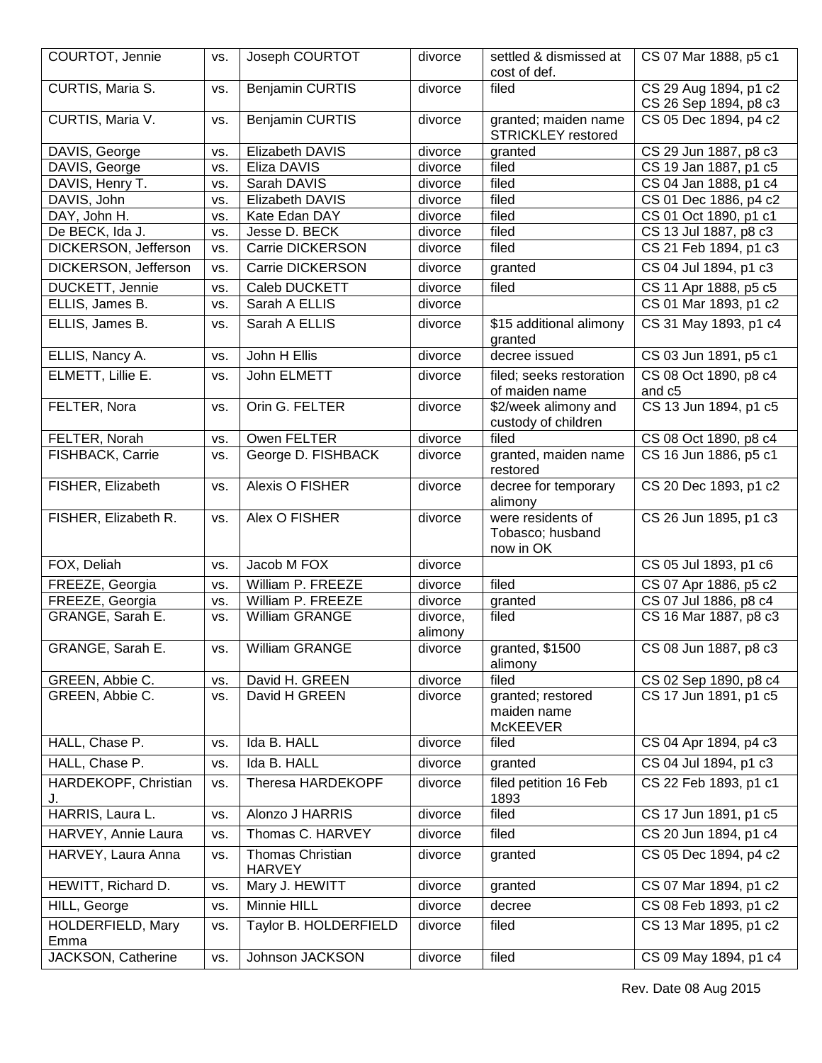| | | | | | |
|---|---|---|---|---|---|
| COURTOT, Jennie | vs. | Joseph COURTOT | divorce | settled & dismissed at cost of def. | CS 07 Mar 1888, p5 c1 |
| CURTIS, Maria S. | vs. | Benjamin CURTIS | divorce | filed | CS 29 Aug 1894, p1 c2 CS 26 Sep 1894, p8 c3 |
| CURTIS, Maria V. | vs. | Benjamin CURTIS | divorce | granted; maiden name STRICKLEY restored | CS 05 Dec 1894, p4 c2 |
| DAVIS, George | vs. | Elizabeth DAVIS | divorce | granted | CS 29 Jun 1887, p8 c3 |
| DAVIS, George | vs. | Eliza DAVIS | divorce | filed | CS 19 Jan 1887, p1 c5 |
| DAVIS, Henry T. | vs. | Sarah DAVIS | divorce | filed | CS 04 Jan 1888, p1 c4 |
| DAVIS, John | vs. | Elizabeth DAVIS | divorce | filed | CS 01 Dec 1886, p4 c2 |
| DAY, John H. | vs. | Kate Edan DAY | divorce | filed | CS 01 Oct 1890, p1 c1 |
| De BECK, Ida J. | vs. | Jesse D. BECK | divorce | filed | CS 13 Jul 1887, p8 c3 |
| DICKERSON, Jefferson | vs. | Carrie DICKERSON | divorce | filed | CS 21 Feb 1894, p1 c3 |
| DICKERSON, Jefferson | vs. | Carrie DICKERSON | divorce | granted | CS 04 Jul 1894, p1 c3 |
| DUCKETT, Jennie | vs. | Caleb DUCKETT | divorce | filed | CS 11 Apr 1888, p5 c5 |
| ELLIS, James B. | vs. | Sarah A ELLIS | divorce | | CS 01 Mar 1893, p1 c2 |
| ELLIS, James B. | vs. | Sarah A ELLIS | divorce | $15 additional alimony granted | CS 31 May 1893, p1 c4 |
| ELLIS, Nancy A. | vs. | John H Ellis | divorce | decree issued | CS 03 Jun 1891, p5 c1 |
| ELMETT, Lillie E. | vs. | John ELMETT | divorce | filed; seeks restoration of maiden name | CS 08 Oct 1890, p8 c4 and c5 |
| FELTER, Nora | vs. | Orin G. FELTER | divorce | $2/week alimony and custody of children | CS 13 Jun 1894, p1 c5 |
| FELTER, Norah | vs. | Owen FELTER | divorce | filed | CS 08 Oct 1890, p8 c4 |
| FISHBACK, Carrie | vs. | George D. FISHBACK | divorce | granted, maiden name restored | CS 16 Jun 1886, p5 c1 |
| FISHER, Elizabeth | vs. | Alexis O FISHER | divorce | decree for temporary alimony | CS 20 Dec 1893, p1 c2 |
| FISHER, Elizabeth R. | vs. | Alex O FISHER | divorce | were residents of Tobasco; husband now in OK | CS 26 Jun 1895, p1 c3 |
| FOX, Deliah | vs. | Jacob M FOX | divorce | | CS 05 Jul 1893, p1 c6 |
| FREEZE, Georgia | vs. | William P. FREEZE | divorce | filed | CS 07 Apr 1886, p5 c2 |
| FREEZE, Georgia | vs. | William P. FREEZE | divorce | granted | CS 07 Jul 1886, p8 c4 |
| GRANGE, Sarah E. | vs. | William GRANGE | divorce, alimony | filed | CS 16 Mar 1887, p8 c3 |
| GRANGE, Sarah E. | vs. | William GRANGE | divorce | granted, $1500 alimony | CS 08 Jun 1887, p8 c3 |
| GREEN, Abbie C. | vs. | David H. GREEN | divorce | filed | CS 02 Sep 1890, p8 c4 |
| GREEN, Abbie C. | vs. | David H GREEN | divorce | granted; restored maiden name McKEEVER | CS 17 Jun 1891, p1 c5 |
| HALL, Chase P. | vs. | Ida B. HALL | divorce | filed | CS 04 Apr 1894, p4 c3 |
| HALL, Chase P. | vs. | Ida B. HALL | divorce | granted | CS 04 Jul 1894, p1 c3 |
| HARDEKOPF, Christian J. | vs. | Theresa HARDEKOPF | divorce | filed petition 16 Feb 1893 | CS 22 Feb 1893, p1 c1 |
| HARRIS, Laura L. | vs. | Alonzo J HARRIS | divorce | filed | CS 17 Jun 1891, p1 c5 |
| HARVEY, Annie Laura | vs. | Thomas C. HARVEY | divorce | filed | CS 20 Jun 1894, p1 c4 |
| HARVEY, Laura Anna | vs. | Thomas Christian HARVEY | divorce | granted | CS 05 Dec 1894, p4 c2 |
| HEWITT, Richard D. | vs. | Mary J. HEWITT | divorce | granted | CS 07 Mar 1894, p1 c2 |
| HILL, George | vs. | Minnie HILL | divorce | decree | CS 08 Feb 1893, p1 c2 |
| HOLDERFIELD, Mary Emma | vs. | Taylor B. HOLDERFIELD | divorce | filed | CS 13 Mar 1895, p1 c2 |
| JACKSON, Catherine | vs. | Johnson JACKSON | divorce | filed | CS 09 May 1894, p1 c4 |

Rev. Date 08 Aug 2015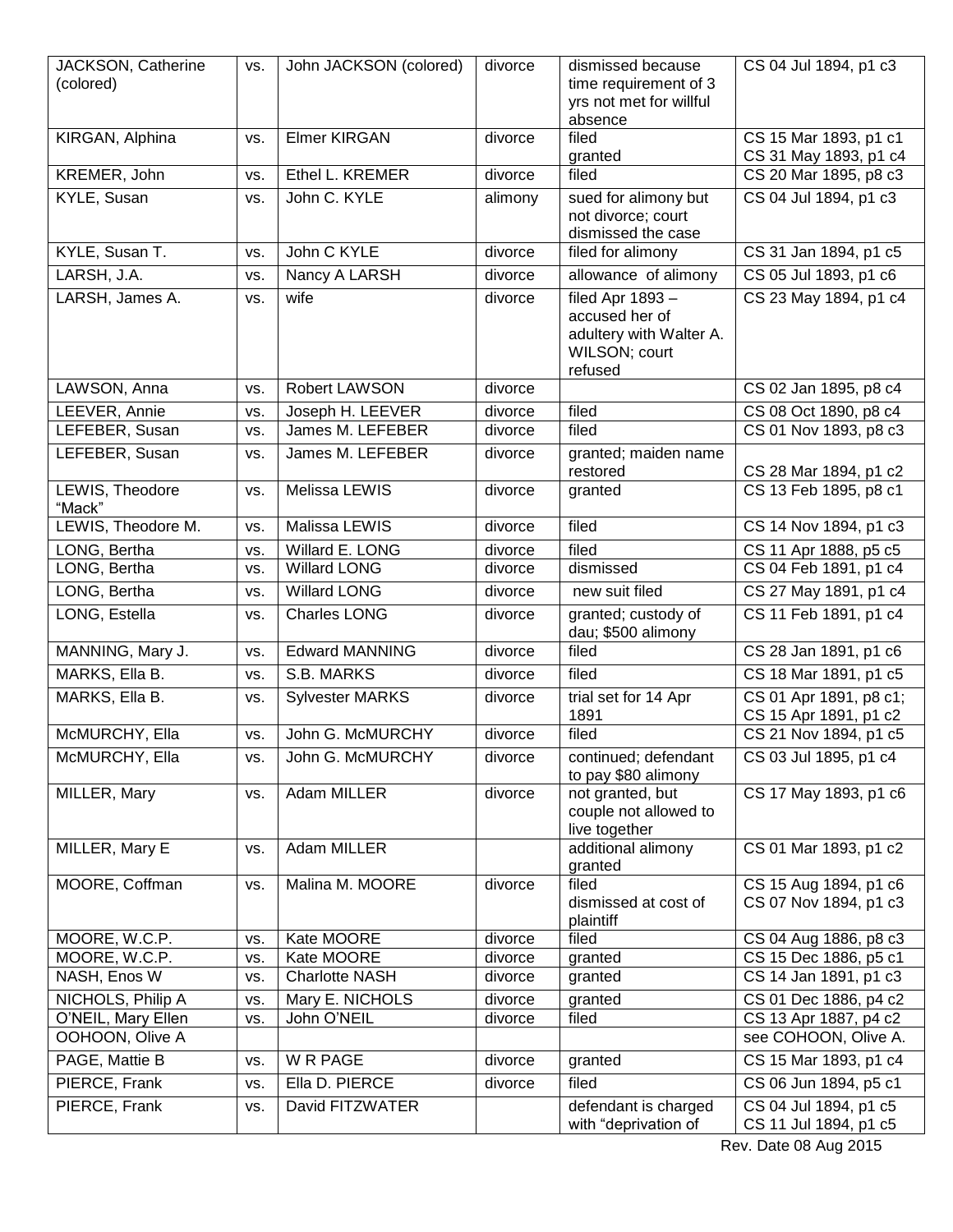| JACKSON, Catherine (colored) | vs. | John JACKSON (colored) | divorce | dismissed because time requirement of 3 yrs not met for willful absence | CS 04 Jul 1894, p1 c3 |
|---|---|---|---|---|---|
| KIRGAN, Alphina | vs. | Elmer KIRGAN | divorce | filed<br>granted | CS 15 Mar 1893, p1 c1<br>CS 31 May 1893, p1 c4 |
| KREMER, John | vs. | Ethel L. KREMER | divorce | filed | CS 20 Mar 1895, p8 c3 |
| KYLE, Susan | vs. | John C. KYLE | alimony | sued for alimony but not divorce; court dismissed the case | CS 04 Jul 1894, p1 c3 |
| KYLE, Susan T. | vs. | John C KYLE | divorce | filed for alimony | CS 31 Jan 1894, p1 c5 |
| LARSH, J.A. | vs. | Nancy A LARSH | divorce | allowance of alimony | CS 05 Jul 1893, p1 c6 |
| LARSH, James A. | vs. | wife | divorce | filed Apr 1893 – accused her of adultery with Walter A. WILSON; court refused | CS 23 May 1894, p1 c4 |
| LAWSON, Anna | vs. | Robert LAWSON | divorce | | CS 02 Jan 1895, p8 c4 |
| LEEVER, Annie | vs. | Joseph H. LEEVER | divorce | filed | CS 08 Oct 1890, p8 c4 |
| LEFEBER, Susan | vs. | James M. LEFEBER | divorce | filed | CS 01 Nov 1893, p8 c3 |
| LEFEBER, Susan | vs. | James M. LEFEBER | divorce | granted; maiden name restored | CS 28 Mar 1894, p1 c2 |
| LEWIS, Theodore "Mack" | vs. | Melissa LEWIS | divorce | granted | CS 13 Feb 1895, p8 c1 |
| LEWIS, Theodore M. | vs. | Malissa LEWIS | divorce | filed | CS 14 Nov 1894, p1 c3 |
| LONG, Bertha | vs. | Willard E. LONG | divorce | filed | CS 11 Apr 1888, p5 c5 |
| LONG, Bertha | vs. | Willard LONG | divorce | dismissed | CS 04 Feb 1891, p1 c4 |
| LONG, Bertha | vs. | Willard LONG | divorce | new suit filed | CS 27 May 1891, p1 c4 |
| LONG, Estella | vs. | Charles LONG | divorce | granted; custody of dau; $500 alimony | CS 11 Feb 1891, p1 c4 |
| MANNING, Mary J. | vs. | Edward MANNING | divorce | filed | CS 28 Jan 1891, p1 c6 |
| MARKS, Ella B. | vs. | S.B. MARKS | divorce | filed | CS 18 Mar 1891, p1 c5 |
| MARKS, Ella B. | vs. | Sylvester MARKS | divorce | trial set for 14 Apr 1891 | CS 01 Apr 1891, p8 c1;<br>CS 15 Apr 1891, p1 c2 |
| McMURCHY, Ella | vs. | John G. McMURCHY | divorce | filed | CS 21 Nov 1894, p1 c5 |
| McMURCHY, Ella | vs. | John G. McMURCHY | divorce | continued; defendant to pay $80 alimony | CS 03 Jul 1895, p1 c4 |
| MILLER, Mary | vs. | Adam MILLER | divorce | not granted, but couple not allowed to live together | CS 17 May 1893, p1 c6 |
| MILLER, Mary E | vs. | Adam MILLER | | additional alimony granted | CS 01 Mar 1893, p1 c2 |
| MOORE, Coffman | vs. | Malina M. MOORE | divorce | filed<br>dismissed at cost of plaintiff | CS 15 Aug 1894, p1 c6<br>CS 07 Nov 1894, p1 c3 |
| MOORE, W.C.P. | vs. | Kate MOORE | divorce | filed | CS 04 Aug 1886, p8 c3 |
| MOORE, W.C.P. | vs. | Kate MOORE | divorce | granted | CS 15 Dec 1886, p5 c1 |
| NASH, Enos W | vs. | Charlotte NASH | divorce | granted | CS 14 Jan 1891, p1 c3 |
| NICHOLS, Philip A | vs. | Mary E. NICHOLS | divorce | granted | CS 01 Dec 1886, p4 c2 |
| O'NEIL, Mary Ellen | vs. | John O'NEIL | divorce | filed | CS 13 Apr 1887, p4 c2 |
| OOHOON, Olive A | | | | | see COHOON, Olive A. |
| PAGE, Mattie B | vs. | W R PAGE | divorce | granted | CS 15 Mar 1893, p1 c4 |
| PIERCE, Frank | vs. | Ella D. PIERCE | divorce | filed | CS 06 Jun 1894, p5 c1 |
| PIERCE, Frank | vs. | David FITZWATER | | defendant is charged with "deprivation of | CS 04 Jul 1894, p1 c5<br>CS 11 Jul 1894, p1 c5 |

Rev. Date 08 Aug 2015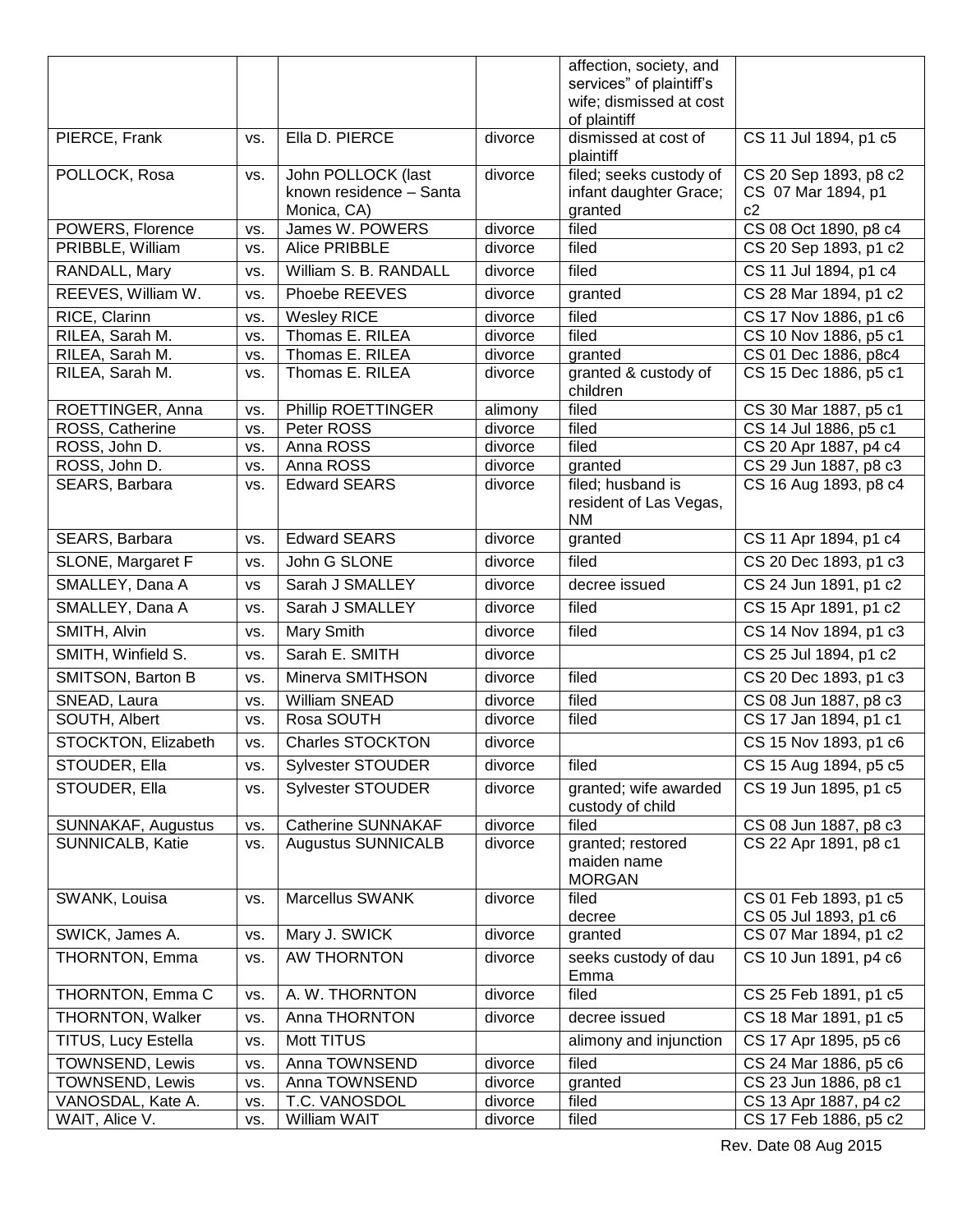| | | | | | |
|---|---|---|---|---|---|
| | | | | affection, society, and services" of plaintiff's wife; dismissed at cost of plaintiff | |
| PIERCE, Frank | vs. | Ella D. PIERCE | divorce | dismissed at cost of plaintiff | CS 11 Jul 1894, p1 c5 |
| POLLOCK, Rosa | vs. | John POLLOCK (last known residence – Santa Monica, CA) | divorce | filed; seeks custody of infant daughter Grace; granted | CS 20 Sep 1893, p8 c2 CS 07 Mar 1894, p1 c2 |
| POWERS, Florence | vs. | James W. POWERS | divorce | filed | CS 08 Oct 1890, p8 c4 |
| PRIBBLE, William | vs. | Alice PRIBBLE | divorce | filed | CS 20 Sep 1893, p1 c2 |
| RANDALL, Mary | vs. | William S. B. RANDALL | divorce | filed | CS 11 Jul 1894, p1 c4 |
| REEVES, William W. | vs. | Phoebe REEVES | divorce | granted | CS 28 Mar 1894, p1 c2 |
| RICE, Clarinn | vs. | Wesley RICE | divorce | filed | CS 17 Nov 1886, p1 c6 |
| RILEA, Sarah M. | vs. | Thomas E. RILEA | divorce | filed | CS 10 Nov 1886, p5 c1 |
| RILEA, Sarah M. | vs. | Thomas E. RILEA | divorce | granted | CS 01 Dec 1886, p8c4 |
| RILEA, Sarah M. | vs. | Thomas E. RILEA | divorce | granted & custody of children | CS 15 Dec 1886, p5 c1 |
| ROETTINGER, Anna | vs. | Phillip ROETTINGER | alimony | filed | CS 30 Mar 1887, p5 c1 |
| ROSS, Catherine | vs. | Peter ROSS | divorce | filed | CS 14 Jul 1886, p5 c1 |
| ROSS, John D. | vs. | Anna ROSS | divorce | filed | CS 20 Apr 1887, p4 c4 |
| ROSS, John D. | vs. | Anna ROSS | divorce | granted | CS 29 Jun 1887, p8 c3 |
| SEARS, Barbara | vs. | Edward SEARS | divorce | filed; husband is resident of Las Vegas, NM | CS 16 Aug 1893, p8 c4 |
| SEARS, Barbara | vs. | Edward SEARS | divorce | granted | CS 11 Apr 1894, p1 c4 |
| SLONE, Margaret F | vs. | John G SLONE | divorce | filed | CS 20 Dec 1893, p1 c3 |
| SMALLEY, Dana A | vs | Sarah J SMALLEY | divorce | decree issued | CS 24 Jun 1891, p1 c2 |
| SMALLEY, Dana A | vs. | Sarah J SMALLEY | divorce | filed | CS 15 Apr 1891, p1 c2 |
| SMITH, Alvin | vs. | Mary Smith | divorce | filed | CS 14 Nov 1894, p1 c3 |
| SMITH, Winfield S. | vs. | Sarah E. SMITH | divorce | | CS 25 Jul 1894, p1 c2 |
| SMITSON, Barton B | vs. | Minerva SMITHSON | divorce | filed | CS 20 Dec 1893, p1 c3 |
| SNEAD, Laura | vs. | William SNEAD | divorce | filed | CS 08 Jun 1887, p8 c3 |
| SOUTH, Albert | vs. | Rosa SOUTH | divorce | filed | CS 17 Jan 1894, p1 c1 |
| STOCKTON, Elizabeth | vs. | Charles STOCKTON | divorce | | CS 15 Nov 1893, p1 c6 |
| STOUDER, Ella | vs. | Sylvester STOUDER | divorce | filed | CS 15 Aug 1894, p5 c5 |
| STOUDER, Ella | vs. | Sylvester STOUDER | divorce | granted; wife awarded custody of child | CS 19 Jun 1895, p1 c5 |
| SUNNAKAF, Augustus | vs. | Catherine SUNNAKAF | divorce | filed | CS 08 Jun 1887, p8 c3 |
| SUNNICALB, Katie | vs. | Augustus SUNNICALB | divorce | granted; restored maiden name MORGAN | CS 22 Apr 1891, p8 c1 |
| SWANK, Louisa | vs. | Marcellus SWANK | divorce | filed decree | CS 01 Feb 1893, p1 c5 CS 05 Jul 1893, p1 c6 |
| SWICK, James A. | vs. | Mary J. SWICK | divorce | granted | CS 07 Mar 1894, p1 c2 |
| THORNTON, Emma | vs. | AW THORNTON | divorce | seeks custody of dau Emma | CS 10 Jun 1891, p4 c6 |
| THORNTON, Emma C | vs. | A. W. THORNTON | divorce | filed | CS 25 Feb 1891, p1 c5 |
| THORNTON, Walker | vs. | Anna THORNTON | divorce | decree issued | CS 18 Mar 1891, p1 c5 |
| TITUS, Lucy Estella | vs. | Mott TITUS | | alimony and injunction | CS 17 Apr 1895, p5 c6 |
| TOWNSEND, Lewis | vs. | Anna TOWNSEND | divorce | filed | CS 24 Mar 1886, p5 c6 |
| TOWNSEND, Lewis | vs. | Anna TOWNSEND | divorce | granted | CS 23 Jun 1886, p8 c1 |
| VANOSDAL, Kate A. | vs. | T.C. VANOSDOL | divorce | filed | CS 13 Apr 1887, p4 c2 |
| WAIT, Alice V. | vs. | William WAIT | divorce | filed | CS 17 Feb 1886, p5 c2 |

Rev. Date 08 Aug 2015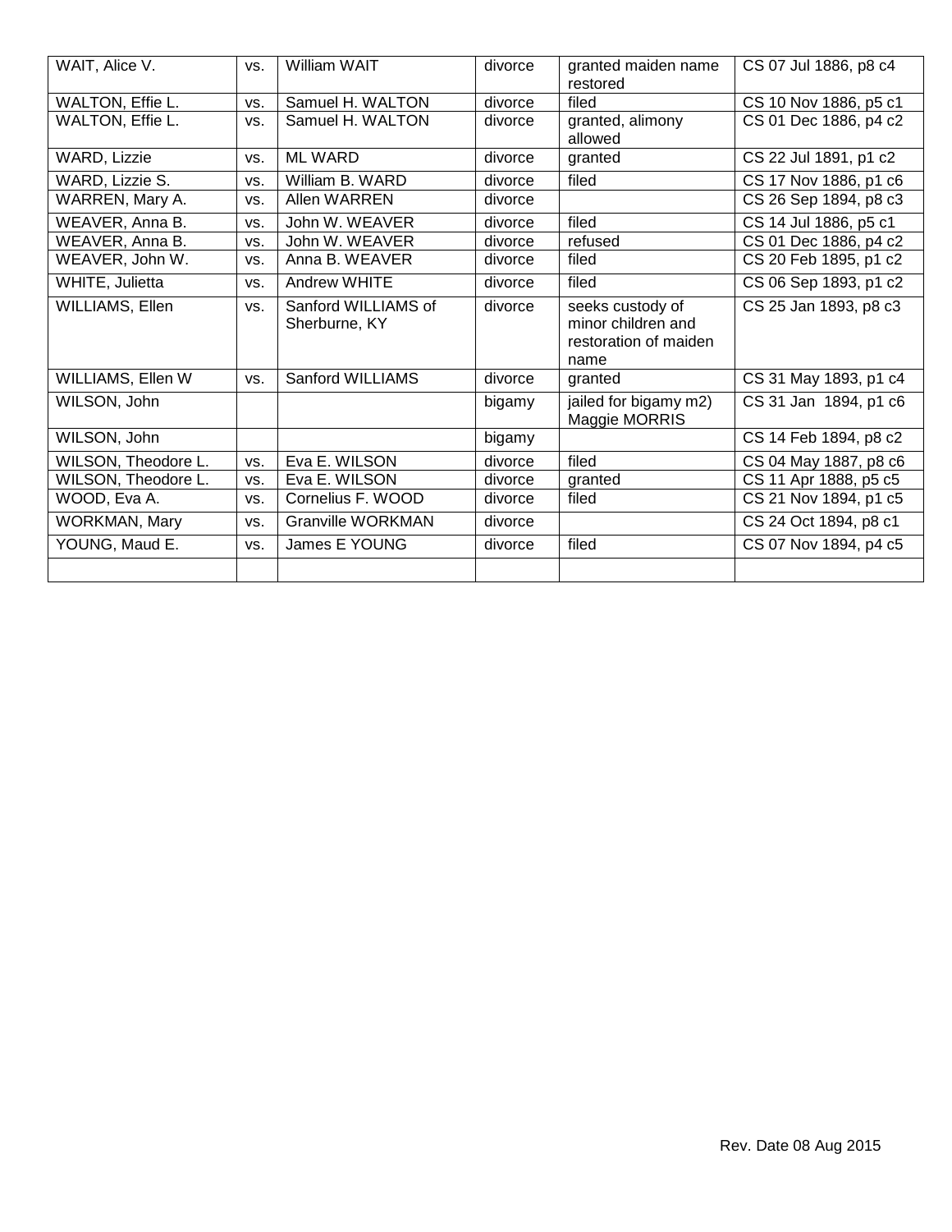| | | | | | |
|---|---|---|---|---|---|
| WAIT, Alice V. | vs. | William WAIT | divorce | granted maiden name restored | CS 07 Jul 1886, p8 c4 |
| WALTON, Effie L. | vs. | Samuel H. WALTON | divorce | filed | CS 10 Nov 1886, p5 c1 |
| WALTON, Effie L. | vs. | Samuel H. WALTON | divorce | granted, alimony allowed | CS 01 Dec 1886, p4 c2 |
| WARD, Lizzie | vs. | ML WARD | divorce | granted | CS 22 Jul 1891, p1 c2 |
| WARD, Lizzie S. | vs. | William B. WARD | divorce | filed | CS 17 Nov 1886, p1 c6 |
| WARREN, Mary A. | vs. | Allen WARREN | divorce | | CS 26 Sep 1894, p8 c3 |
| WEAVER, Anna B. | vs. | John W. WEAVER | divorce | filed | CS 14 Jul 1886, p5 c1 |
| WEAVER, Anna B. | vs. | John W. WEAVER | divorce | refused | CS 01 Dec 1886, p4 c2 |
| WEAVER, John W. | vs. | Anna B. WEAVER | divorce | filed | CS 20 Feb 1895, p1 c2 |
| WHITE, Julietta | vs. | Andrew WHITE | divorce | filed | CS 06 Sep 1893, p1 c2 |
| WILLIAMS, Ellen | vs. | Sanford WILLIAMS of Sherburne, KY | divorce | seeks custody of minor children and restoration of maiden name | CS 25 Jan 1893, p8 c3 |
| WILLIAMS, Ellen W | vs. | Sanford WILLIAMS | divorce | granted | CS 31 May 1893, p1 c4 |
| WILSON, John | | | bigamy | jailed for bigamy m2) Maggie MORRIS | CS 31 Jan 1894, p1 c6 |
| WILSON, John | | | bigamy | | CS 14 Feb 1894, p8 c2 |
| WILSON, Theodore L. | vs. | Eva E. WILSON | divorce | filed | CS 04 May 1887, p8 c6 |
| WILSON, Theodore L. | vs. | Eva E. WILSON | divorce | granted | CS 11 Apr 1888, p5 c5 |
| WOOD, Eva A. | vs. | Cornelius F. WOOD | divorce | filed | CS 21 Nov 1894, p1 c5 |
| WORKMAN, Mary | vs. | Granville WORKMAN | divorce | | CS 24 Oct 1894, p8 c1 |
| YOUNG, Maud E. | vs. | James E YOUNG | divorce | filed | CS 07 Nov 1894, p4 c5 |
| | | | | | |

Rev. Date 08 Aug 2015